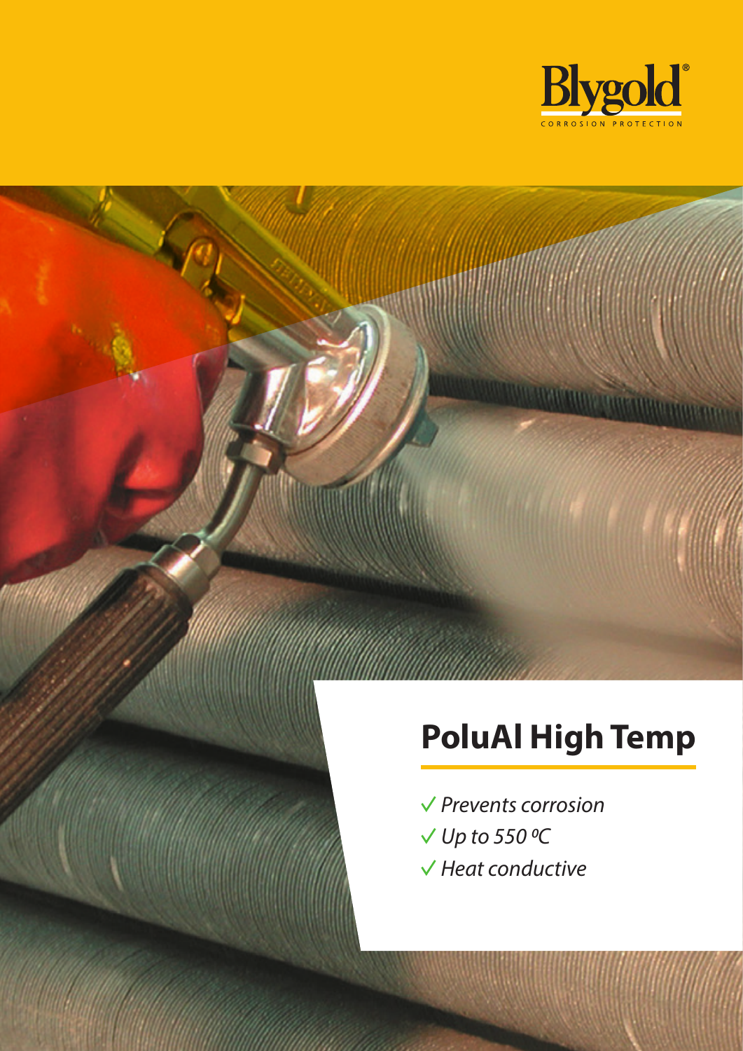Blygold®

CORROSION PROTECTION

# PoluAl High Temp

- ✓ *Prevents corrosion*
- ✓ *Up to 550 ºC*
- ✓ *Heat conductive*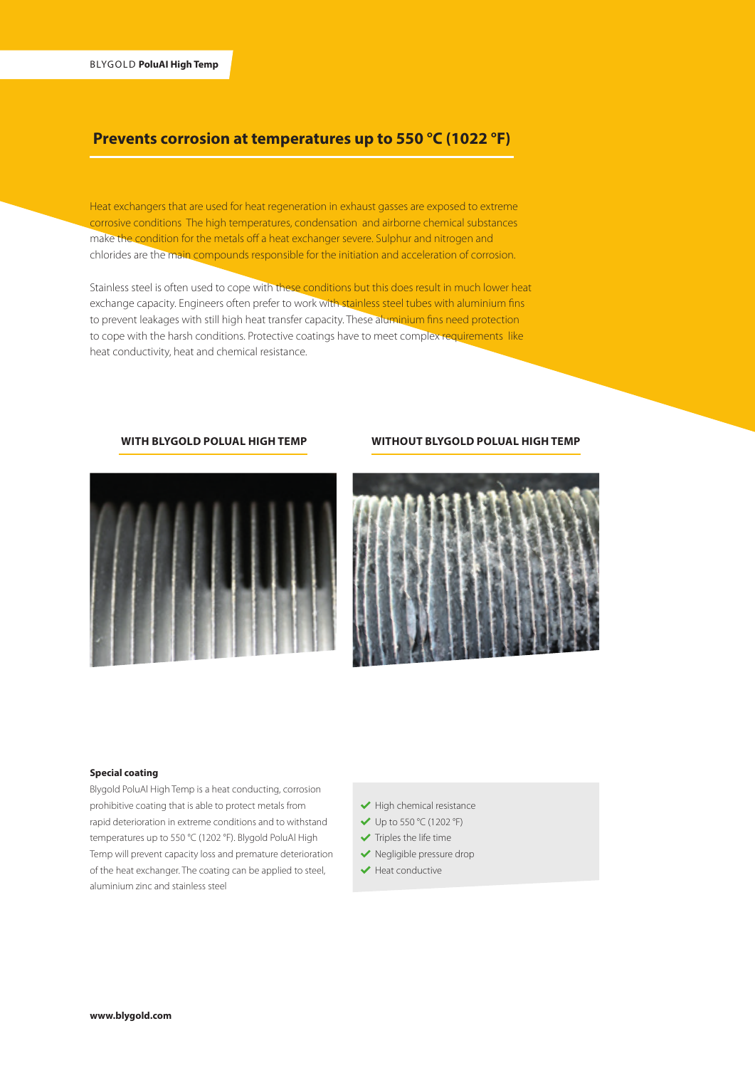BLYGOLD **PoluAl High Temp**

## Prevents corrosion at temperatures up to 550 °C (1022 °F)

Heat exchangers that are used for heat regeneration in exhaust gasses are exposed to extreme corrosive conditions The high temperatures, condensation and airborne chemical substances make the condition for the metals off a heat exchanger severe. Sulphur and nitrogen and chlorides are the main compounds responsible for the initiation and acceleration of corrosion.

Stainless steel is often used to cope with these conditions but this does result in much lower heat exchange capacity. Engineers often prefer to work with stainless steel tubes with aluminium fins to prevent leakages with still high heat transfer capacity. These aluminium fins need protection to cope with the harsh conditions. Protective coatings have to meet complex requirements like heat conductivity, heat and chemical resistance.

**WITH BLYGOLD POLUAL HIGH TEMP**

**WITHOUT BLYGOLD POLUAL HIGH TEMP**

**Special coating**

Blygold PoluAl High Temp is a heat conducting, corrosion prohibitive coating that is able to protect metals from rapid deterioration in extreme conditions and to withstand temperatures up to 550 °C (1202 °F). Blygold PoluAl High Temp will prevent capacity loss and premature deterioration of the heat exchanger. The coating can be applied to steel, aluminium zinc and stainless steel

- High chemical resistance
- Up to 550 °C (1202 °F)
- Triples the life time
- Negligible pressure drop
- Heat conductive

**www.blygold.com**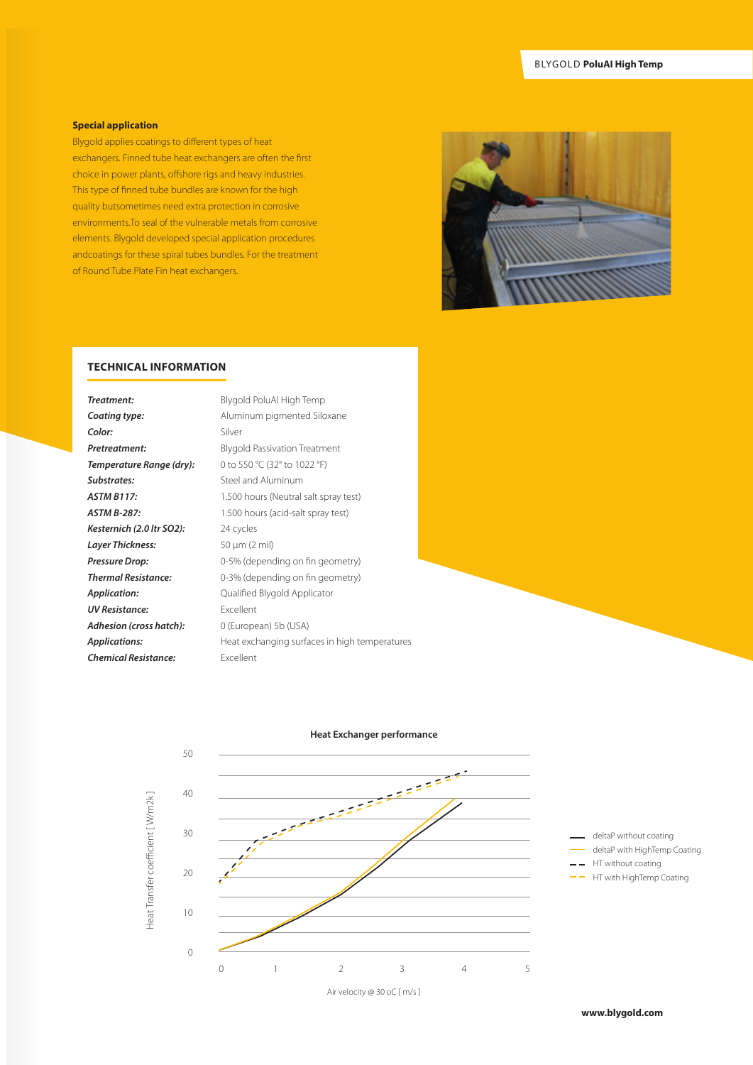## Special application

Blygold applies coatings to different types of heat exchangers. Finned tube heat exchangers are often the first choice in power plants, offshore rigs and heavy industries. This type of finned tube bundles are known for the high quality butsometimes need extra protection in corrosive environments.To seal of the vulnerable metals from corrosive elements. Blygold developed special application procedures andcoatings for these spiral tubes bundles. For the treatment of Round Tube Plate Fin heat exchangers.

## TECHNICAL INFORMATION

| | |
|---|---|
| ***Treatment:*** | Blygold PoluAl High Temp |
| ***Coating type:*** | Aluminum pigmented Siloxane |
| ***Color:*** | Silver |
| ***Pretreatment:*** | Blygold Passivation Treatment |
| ***Temperature Range (dry):*** | 0 to 550 °C (32° to 1022 °F) |
| ***Substrates:*** | Steel and Aluminum |
| ***ASTM B117:*** | 1.500 hours (Neutral salt spray test) |
| ***ASTM B-287:*** | 1.500 hours (acid-salt spray test) |
| ***Kesternich (2.0 ltr SO2):*** | 24 cycles |
| ***Layer Thickness:*** | 50 µm (2 mil) |
| ***Pressure Drop:*** | 0-5% (depending on fin geometry) |
| ***Thermal Resistance:*** | 0-3% (depending on fin geometry) |
| ***Application:*** | Qualified Blygold Applicator |
| ***UV Resistance:*** | Excellent |
| ***Adhesion (cross hatch):*** | 0 (European) 5b (USA) |
| ***Applications:*** | Heat exchanging surfaces in high temperatures |
| ***Chemical Resistance:*** | Excellent |

**Heat Exchanger performance**

Heat Transfer coefficient [ W/m2k ]

Air velocity @ 30 oC [ m/s ]

- deltaP without coating
- deltaP with HighTemp Coating
- HT without coating
- HT with HighTemp Coating

**www.blygold.com**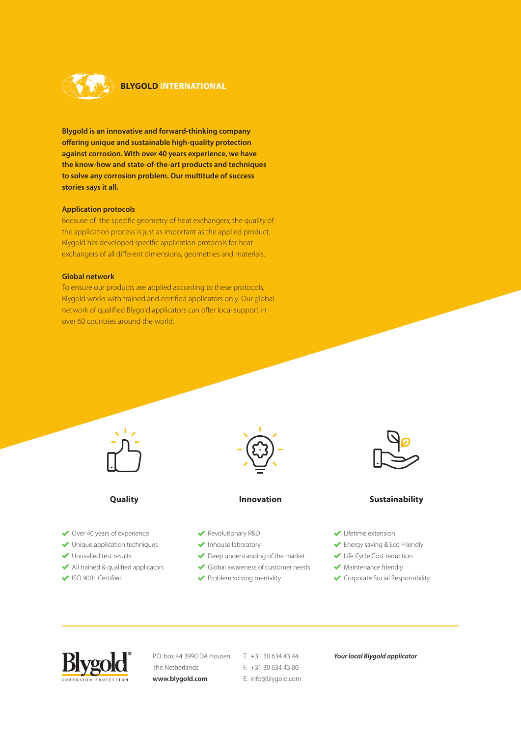## BLYGOLD INTERNATIONAL

**Blygold is an innovative and forward-thinking company offering unique and sustainable high-quality protection against corrosion. With over 40 years experience, we have the know-how and state-of-the-art products and techniques to solve any corrosion problem. Our multitude of success stories says it all.**

### Application protocols

Because of the specific geometry of heat exchangers, the quality of the application process is just as important as the applied product. Blygold has developed specific application protocols for heat exchangers of all different dimensions, geometries and materials.

### Global network

To ensure our products are applied according to these protocols, Blygold works with trained and certified applicators only. Our global network of qualified Blygold applicators can offer local support in over 60 countries around the world.

### Quality

- Over 40 years of experience
- Unique application techniques
- Unrivalled test results
- All trained & qualified applicators
- ISO 9001 Certified

### Innovation

- Revolutionary R&D
- Inhouse laboratory
- Deep understanding of the market
- Global awareness of customer needs
- Problem solving mentality

### Sustainability

- Lifetime extension
- Energy saving & Eco Friendly
- Life Cycle Cost reduction
- Maintenance friendly
- Corporate Social Responsibility

---

Blygold® CORROSION PROTECTION

P.O. box 44 3990 DA Houten
The Netherlands
**www.blygold.com**

T. +31 30 634 43 44
F. +31 30 634 43 00
E. info@blygold.com

***Your local Blygold applicator***